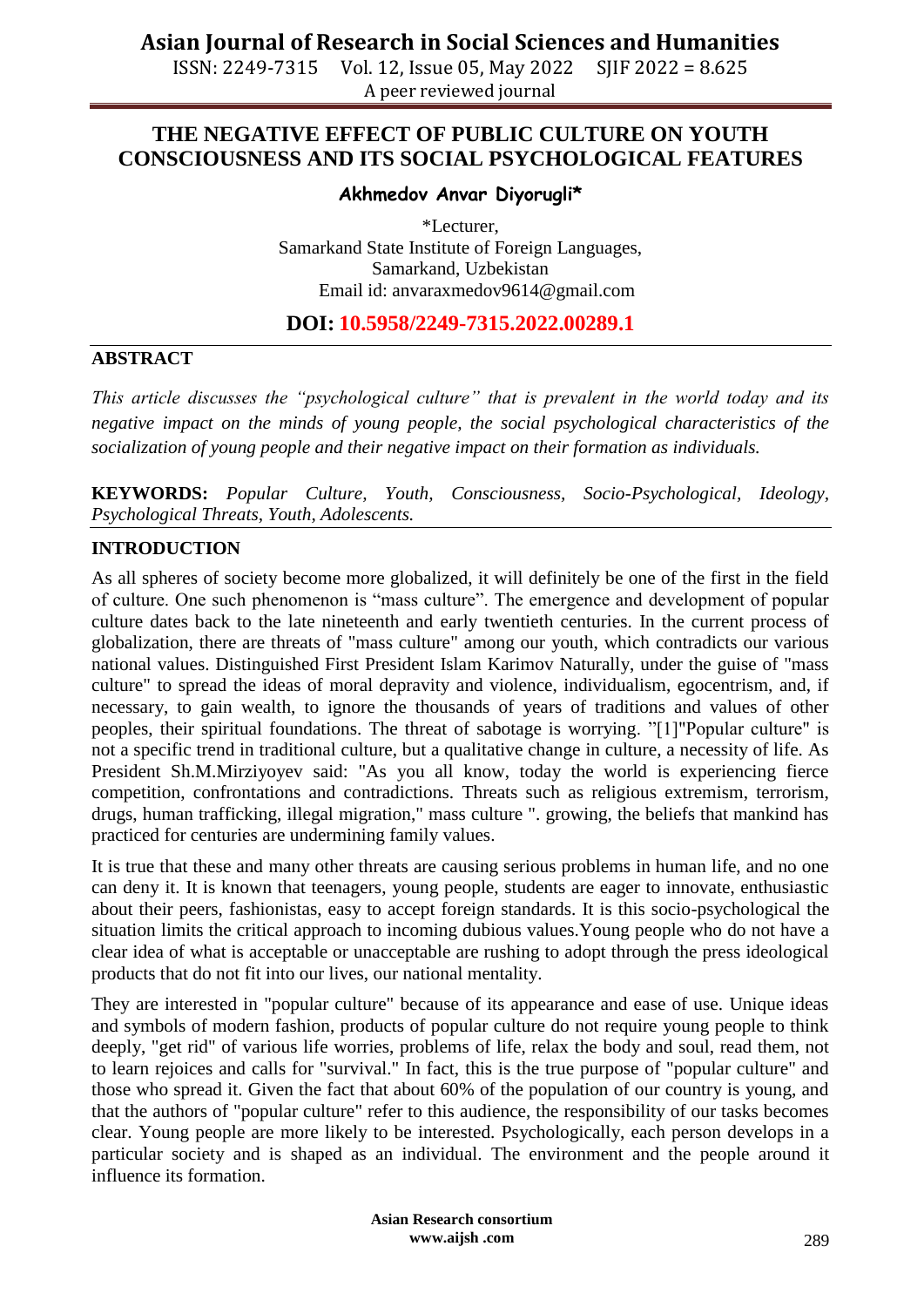# THE NEGATIVE EFFECT OF PUBLIC CULTURE ON YOUTH CONSCIOUSNESS AND ITS SOCIAL PSYCHOLOGICAL FEATURES

**Akhmedov Anvar Diyorugli***

*Lecturer,
Samarkand State Institute of Foreign Languages,
Samarkand, Uzbekistan
Email id: anvaraxmedov9614@gmail.com

**DOI: 10.5958/2249-7315.2022.00289.1**

## ABSTRACT

*This article discusses the "psychological culture" that is prevalent in the world today and its negative impact on the minds of young people, the social psychological characteristics of the socialization of young people and their negative impact on their formation as individuals.*

**KEYWORDS:** *Popular Culture, Youth, Consciousness, Socio-Psychological, Ideology, Psychological Threats, Youth, Adolescents.*

## INTRODUCTION

As all spheres of society become more globalized, it will definitely be one of the first in the field of culture. One such phenomenon is "mass culture". The emergence and development of popular culture dates back to the late nineteenth and early twentieth centuries. In the current process of globalization, there are threats of "mass culture" among our youth, which contradicts our various national values. Distinguished First President Islam Karimov Naturally, under the guise of "mass culture" to spread the ideas of moral depravity and violence, individualism, egocentrism, and, if necessary, to gain wealth, to ignore the thousands of years of traditions and values of other peoples, their spiritual foundations. The threat of sabotage is worrying. "[1]"Popular culture" is not a specific trend in traditional culture, but a qualitative change in culture, a necessity of life. As President Sh.M.Mirziyoyev said: "As you all know, today the world is experiencing fierce competition, confrontations and contradictions. Threats such as religious extremism, terrorism, drugs, human trafficking, illegal migration," mass culture ". growing, the beliefs that mankind has practiced for centuries are undermining family values.

It is true that these and many other threats are causing serious problems in human life, and no one can deny it. It is known that teenagers, young people, students are eager to innovate, enthusiastic about their peers, fashionistas, easy to accept foreign standards. It is this socio-psychological the situation limits the critical approach to incoming dubious values.Young people who do not have a clear idea of what is acceptable or unacceptable are rushing to adopt through the press ideological products that do not fit into our lives, our national mentality.

They are interested in "popular culture" because of its appearance and ease of use. Unique ideas and symbols of modern fashion, products of popular culture do not require young people to think deeply, "get rid" of various life worries, problems of life, relax the body and soul, read them, not to learn rejoices and calls for "survival." In fact, this is the true purpose of "popular culture" and those who spread it. Given the fact that about 60% of the population of our country is young, and that the authors of "popular culture" refer to this audience, the responsibility of our tasks becomes clear. Young people are more likely to be interested. Psychologically, each person develops in a particular society and is shaped as an individual. The environment and the people around it influence its formation.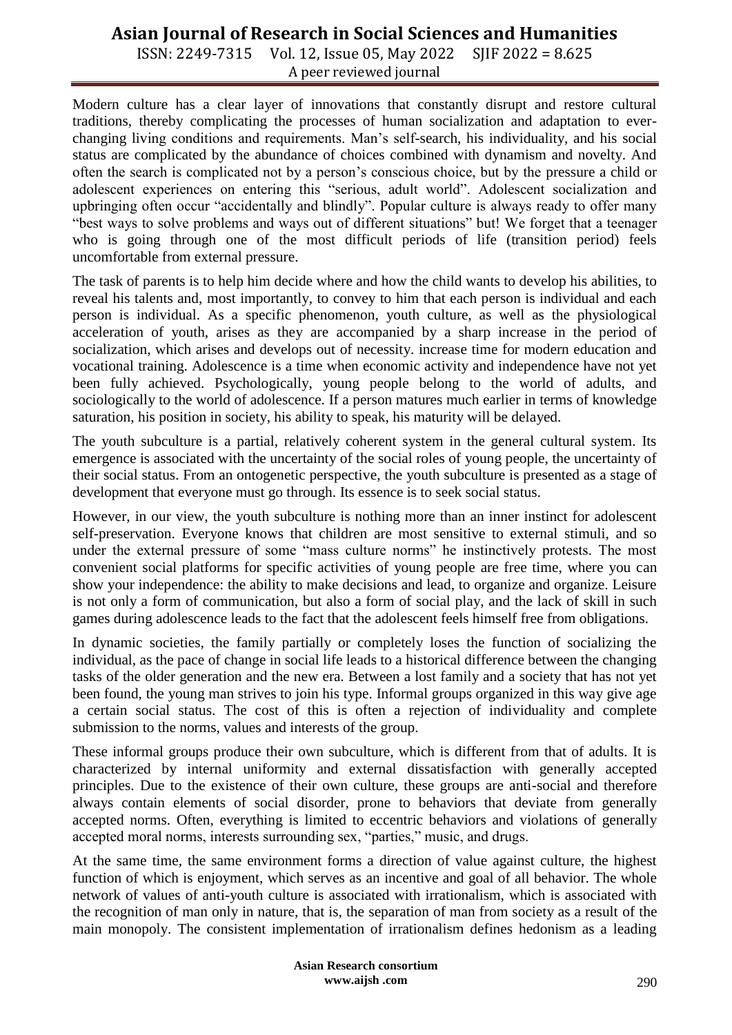Modern culture has a clear layer of innovations that constantly disrupt and restore cultural traditions, thereby complicating the processes of human socialization and adaptation to ever-changing living conditions and requirements. Man's self-search, his individuality, and his social status are complicated by the abundance of choices combined with dynamism and novelty. And often the search is complicated not by a person's conscious choice, but by the pressure a child or adolescent experiences on entering this "serious, adult world". Adolescent socialization and upbringing often occur "accidentally and blindly". Popular culture is always ready to offer many "best ways to solve problems and ways out of different situations" but! We forget that a teenager who is going through one of the most difficult periods of life (transition period) feels uncomfortable from external pressure.

The task of parents is to help him decide where and how the child wants to develop his abilities, to reveal his talents and, most importantly, to convey to him that each person is individual and each person is individual. As a specific phenomenon, youth culture, as well as the physiological acceleration of youth, arises as they are accompanied by a sharp increase in the period of socialization, which arises and develops out of necessity. increase time for modern education and vocational training. Adolescence is a time when economic activity and independence have not yet been fully achieved. Psychologically, young people belong to the world of adults, and sociologically to the world of adolescence. If a person matures much earlier in terms of knowledge saturation, his position in society, his ability to speak, his maturity will be delayed.

The youth subculture is a partial, relatively coherent system in the general cultural system. Its emergence is associated with the uncertainty of the social roles of young people, the uncertainty of their social status. From an ontogenetic perspective, the youth subculture is presented as a stage of development that everyone must go through. Its essence is to seek social status.

However, in our view, the youth subculture is nothing more than an inner instinct for adolescent self-preservation. Everyone knows that children are most sensitive to external stimuli, and so under the external pressure of some "mass culture norms" he instinctively protests. The most convenient social platforms for specific activities of young people are free time, where you can show your independence: the ability to make decisions and lead, to organize and organize. Leisure is not only a form of communication, but also a form of social play, and the lack of skill in such games during adolescence leads to the fact that the adolescent feels himself free from obligations.

In dynamic societies, the family partially or completely loses the function of socializing the individual, as the pace of change in social life leads to a historical difference between the changing tasks of the older generation and the new era. Between a lost family and a society that has not yet been found, the young man strives to join his type. Informal groups organized in this way give age a certain social status. The cost of this is often a rejection of individuality and complete submission to the norms, values and interests of the group.

These informal groups produce their own subculture, which is different from that of adults. It is characterized by internal uniformity and external dissatisfaction with generally accepted principles. Due to the existence of their own culture, these groups are anti-social and therefore always contain elements of social disorder, prone to behaviors that deviate from generally accepted norms. Often, everything is limited to eccentric behaviors and violations of generally accepted moral norms, interests surrounding sex, "parties," music, and drugs.

At the same time, the same environment forms a direction of value against culture, the highest function of which is enjoyment, which serves as an incentive and goal of all behavior. The whole network of values of anti-youth culture is associated with irrationalism, which is associated with the recognition of man only in nature, that is, the separation of man from society as a result of the main monopoly. The consistent implementation of irrationalism defines hedonism as a leading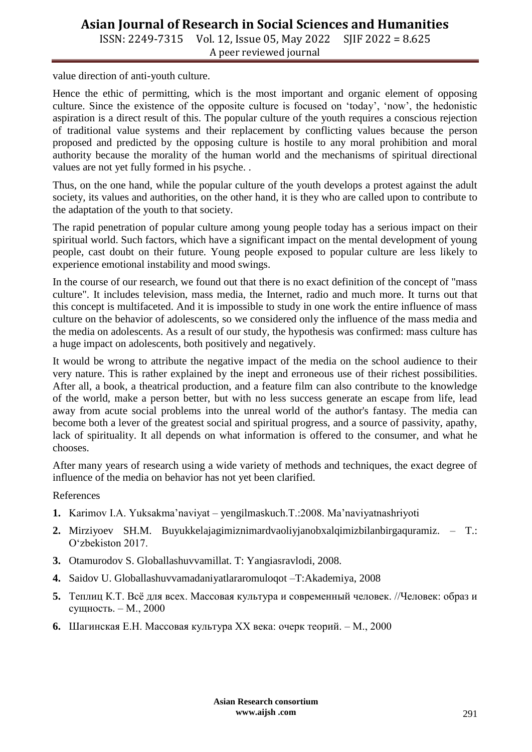value direction of anti-youth culture.

Hence the ethic of permitting, which is the most important and organic element of opposing culture. Since the existence of the opposite culture is focused on 'today', 'now', the hedonistic aspiration is a direct result of this. The popular culture of the youth requires a conscious rejection of traditional value systems and their replacement by conflicting values because the person proposed and predicted by the opposing culture is hostile to any moral prohibition and moral authority because the morality of the human world and the mechanisms of spiritual directional values are not yet fully formed in his psyche. .

Thus, on the one hand, while the popular culture of the youth develops a protest against the adult society, its values and authorities, on the other hand, it is they who are called upon to contribute to the adaptation of the youth to that society.

The rapid penetration of popular culture among young people today has a serious impact on their spiritual world. Such factors, which have a significant impact on the mental development of young people, cast doubt on their future. Young people exposed to popular culture are less likely to experience emotional instability and mood swings.

In the course of our research, we found out that there is no exact definition of the concept of "mass culture". It includes television, mass media, the Internet, radio and much more. It turns out that this concept is multifaceted. And it is impossible to study in one work the entire influence of mass culture on the behavior of adolescents, so we considered only the influence of the mass media and the media on adolescents. As a result of our study, the hypothesis was confirmed: mass culture has a huge impact on adolescents, both positively and negatively.

It would be wrong to attribute the negative impact of the media on the school audience to their very nature. This is rather explained by the inept and erroneous use of their richest possibilities. After all, a book, a theatrical production, and a feature film can also contribute to the knowledge of the world, make a person better, but with no less success generate an escape from life, lead away from acute social problems into the unreal world of the author's fantasy. The media can become both a lever of the greatest social and spiritual progress, and a source of passivity, apathy, lack of spirituality. It all depends on what information is offered to the consumer, and what he chooses.

After many years of research using a wide variety of methods and techniques, the exact degree of influence of the media on behavior has not yet been clarified.

References

1. Karimov I.A. Yuksakma'naviyat – yengilmaskuch.T.:2008. Ma'naviyatnashriyoti
2. Mirziyoev SH.M. Buyukkelajagimiznimardvaoliyjanobxalqimizbilanbirgaquramiz. – T.: O'zbekiston 2017.
3. Otamurodov S. Globallashuvvamillat. T: Yangiasravlodi, 2008.
4. Saidov U. Globallashuvvamadaniyatlararomuloqot –T:Akademiya, 2008
5. Теплиц К.Т. Всё для всех. Массовая культура и современный человек. //Человек: образ и сущность. – М., 2000
6. Шагинская Е.Н. Массовая культура XX века: очерк теорий. – М., 2000